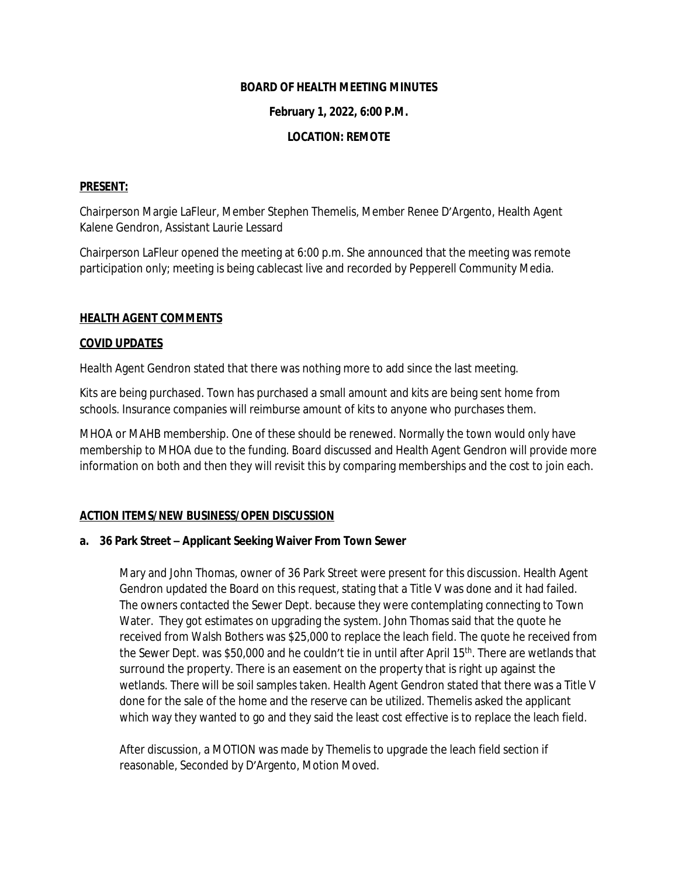**BOARD OF HEALTH MEETING MINUTES**

**February 1, 2022, 6:00 P.M.**

**LOCATION: REMOTE**

**PRESENT:**

Chairperson Margie LaFleur, Member Stephen Themelis, Member Renee D'Argento, Health Agent Kalene Gendron, Assistant Laurie Lessard

Chairperson LaFleur opened the meeting at 6:00 p.m. She announced that the meeting was remote participation only; meeting is being cablecast live and recorded by Pepperell Community Media.

**HEALTH AGENT COMMENTS**

**COVID UPDATES**

Health Agent Gendron stated that there was nothing more to add since the last meeting.

Kits are being purchased. Town has purchased a small amount and kits are being sent home from schools. Insurance companies will reimburse amount of kits to anyone who purchases them.

MHOA or MAHB membership. One of these should be renewed. Normally the town would only have membership to MHOA due to the funding. Board discussed and Health Agent Gendron will provide more information on both and then they will revisit this by comparing memberships and the cost to join each.

**ACTION ITEMS/NEW BUSINESS/OPEN DISCUSSION**

**a. 36 Park Street – Applicant Seeking Waiver From Town Sewer**

Mary and John Thomas, owner of 36 Park Street were present for this discussion. Health Agent Gendron updated the Board on this request, stating that a Title V was done and it had failed. The owners contacted the Sewer Dept. because they were contemplating connecting to Town Water. They got estimates on upgrading the system. John Thomas said that the quote he received from Walsh Bothers was $25,000 to replace the leach field. The quote he received from the Sewer Dept. was $50,000 and he couldn't tie in until after April 15th. There are wetlands that surround the property. There is an easement on the property that is right up against the wetlands. There will be soil samples taken. Health Agent Gendron stated that there was a Title V done for the sale of the home and the reserve can be utilized. Themelis asked the applicant which way they wanted to go and they said the least cost effective is to replace the leach field.

After discussion, a MOTION was made by Themelis to upgrade the leach field section if reasonable, Seconded by D'Argento, Motion Moved.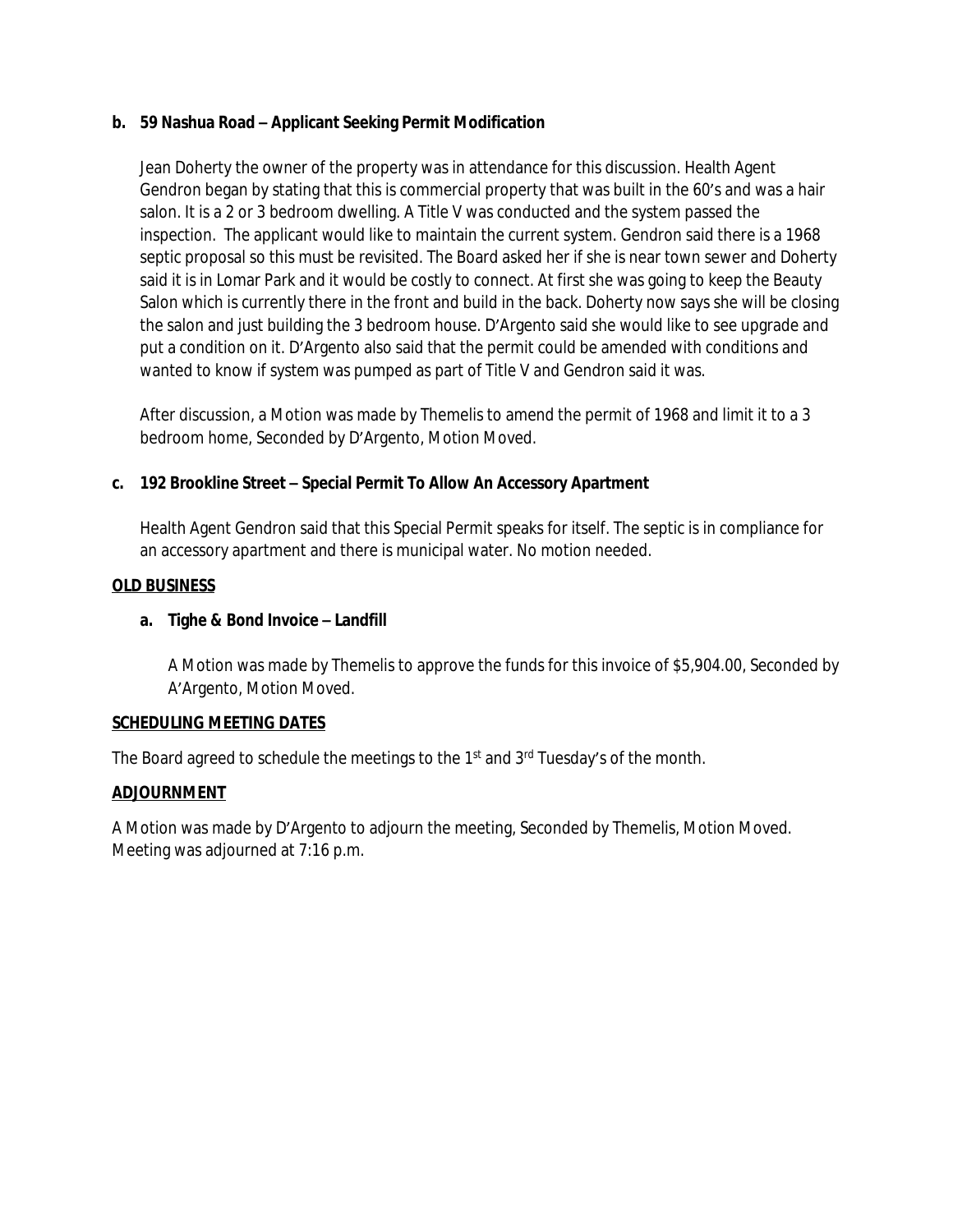**b. 59 Nashua Road – Applicant Seeking Permit Modification**

Jean Doherty the owner of the property was in attendance for this discussion. Health Agent Gendron began by stating that this is commercial property that was built in the 60's and was a hair salon. It is a 2 or 3 bedroom dwelling. A Title V was conducted and the system passed the inspection. The applicant would like to maintain the current system. Gendron said there is a 1968 septic proposal so this must be revisited. The Board asked her if she is near town sewer and Doherty said it is in Lomar Park and it would be costly to connect. At first she was going to keep the Beauty Salon which is currently there in the front and build in the back. Doherty now says she will be closing the salon and just building the 3 bedroom house. D'Argento said she would like to see upgrade and put a condition on it. D'Argento also said that the permit could be amended with conditions and wanted to know if system was pumped as part of Title V and Gendron said it was.

After discussion, a Motion was made by Themelis to amend the permit of 1968 and limit it to a 3 bedroom home, Seconded by D'Argento, Motion Moved.

**c. 192 Brookline Street – Special Permit To Allow An Accessory Apartment**

Health Agent Gendron said that this Special Permit speaks for itself. The septic is in compliance for an accessory apartment and there is municipal water. No motion needed.

**OLD BUSINESS**

**a. Tighe & Bond Invoice – Landfill**

A Motion was made by Themelis to approve the funds for this invoice of $5,904.00, Seconded by A'Argento, Motion Moved.

**SCHEDULING MEETING DATES**

The Board agreed to schedule the meetings to the 1st and 3rd Tuesday's of the month.

**ADJOURNMENT**

A Motion was made by D'Argento to adjourn the meeting, Seconded by Themelis, Motion Moved. Meeting was adjourned at 7:16 p.m.